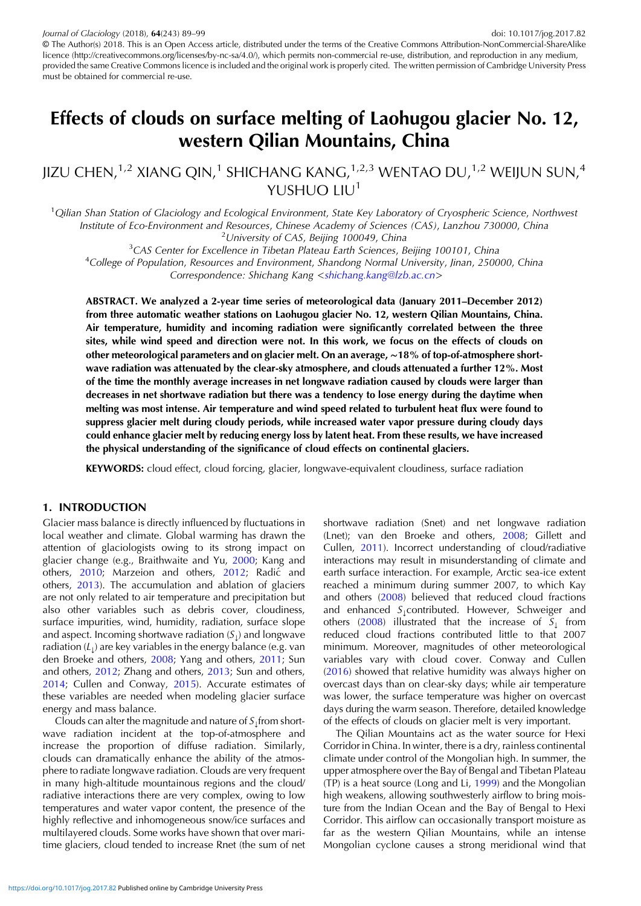© The Author(s) 2018. This is an Open Access article, distributed under the terms of the Creative Commons Attribution-NonCommercial-ShareAlike licence (http://creativecommons.org/licenses/by-nc-sa/4.0/), which permits non-commercial re-use, distribution, and reproduction in any medium, provided the same Creative Commons licence is included and the original work is properly cited. The written permission of Cambridge University Press must be obtained for commercial re-use.

# Effects of clouds on surface melting of Laohugou glacier No. 12, western Qilian Mountains, China

JIZU CHEN,[1,2] XIANG QIN,[1] SHICHANG KANG,[1,2,3] WENTAO DU,[1,2] WEIJUN SUN,[4] YUSHUO LIU[1]

[1]*Qilian Shan Station of Glaciology and Ecological Environment, State Key Laboratory of Cryospheric Science, Northwest Institute of Eco-Environment and Resources, Chinese Academy of Sciences (CAS), Lanzhou 730000, China*
[2]*University of CAS, Beijing 100049, China*
[3]*CAS Center for Excellence in Tibetan Plateau Earth Sciences, Beijing 100101, China*
[4]*College of Population, Resources and Environment, Shandong Normal University, Jinan, 250000, China*
*Correspondence: Shichang Kang <shichang.kang@lzb.ac.cn>*

**ABSTRACT. We analyzed a 2-year time series of meteorological data (January 2011–December 2012) from three automatic weather stations on Laohugou glacier No. 12, western Qilian Mountains, China. Air temperature, humidity and incoming radiation were significantly correlated between the three sites, while wind speed and direction were not. In this work, we focus on the effects of clouds on other meteorological parameters and on glacier melt. On an average, ∼18% of top-of-atmosphere shortwave radiation was attenuated by the clear-sky atmosphere, and clouds attenuated a further 12%. Most of the time the monthly average increases in net longwave radiation caused by clouds were larger than decreases in net shortwave radiation but there was a tendency to lose energy during the daytime when melting was most intense. Air temperature and wind speed related to turbulent heat flux were found to suppress glacier melt during cloudy periods, while increased water vapor pressure during cloudy days could enhance glacier melt by reducing energy loss by latent heat. From these results, we have increased the physical understanding of the significance of cloud effects on continental glaciers.**

**KEYWORDS:** cloud effect, cloud forcing, glacier, longwave-equivalent cloudiness, surface radiation

## 1. INTRODUCTION

Glacier mass balance is directly influenced by fluctuations in local weather and climate. Global warming has drawn the attention of glaciologists owing to its strong impact on glacier change (e.g., Braithwaite and Yu, 2000; Kang and others, 2010; Marzeion and others, 2012; Radić and others, 2013). The accumulation and ablation of glaciers are not only related to air temperature and precipitation but also other variables such as debris cover, cloudiness, surface impurities, wind, humidity, radiation, surface slope and aspect. Incoming shortwave radiation ($S_{\downarrow}$) and longwave radiation ($L_{\downarrow}$) are key variables in the energy balance (e.g. van den Broeke and others, 2008; Yang and others, 2011; Sun and others, 2012; Zhang and others, 2013; Sun and others, 2014; Cullen and Conway, 2015). Accurate estimates of these variables are needed when modeling glacier surface energy and mass balance.

Clouds can alter the magnitude and nature of $S_{\downarrow}$ from shortwave radiation incident at the top-of-atmosphere and increase the proportion of diffuse radiation. Similarly, clouds can dramatically enhance the ability of the atmosphere to radiate longwave radiation. Clouds are very frequent in many high-altitude mountainous regions and the cloud/radiative interactions there are very complex, owing to low temperatures and water vapor content, the presence of the highly reflective and inhomogeneous snow/ice surfaces and multilayered clouds. Some works have shown that over maritime glaciers, cloud tended to increase Rnet (the sum of net shortwave radiation (Snet) and net longwave radiation (Lnet); van den Broeke and others, 2008; Gillett and Cullen, 2011). Incorrect understanding of cloud/radiative interactions may result in misunderstanding of climate and earth surface interaction. For example, Arctic sea-ice extent reached a minimum during summer 2007, to which Kay and others (2008) believed that reduced cloud fractions and enhanced $S_{\downarrow}$ contributed. However, Schweiger and others (2008) illustrated that the increase of $S_{\downarrow}$ from reduced cloud fractions contributed little to that 2007 minimum. Moreover, magnitudes of other meteorological variables vary with cloud cover. Conway and Cullen (2016) showed that relative humidity was always higher on overcast days than on clear-sky days; while air temperature was lower, the surface temperature was higher on overcast days during the warm season. Therefore, detailed knowledge of the effects of clouds on glacier melt is very important.

The Qilian Mountains act as the water source for Hexi Corridor in China. In winter, there is a dry, rainless continental climate under control of the Mongolian high. In summer, the upper atmosphere over the Bay of Bengal and Tibetan Plateau (TP) is a heat source (Long and Li, 1999) and the Mongolian high weakens, allowing southwesterly airflow to bring moisture from the Indian Ocean and the Bay of Bengal to Hexi Corridor. This airflow can occasionally transport moisture as far as the western Qilian Mountains, while an intense Mongolian cyclone causes a strong meridional wind that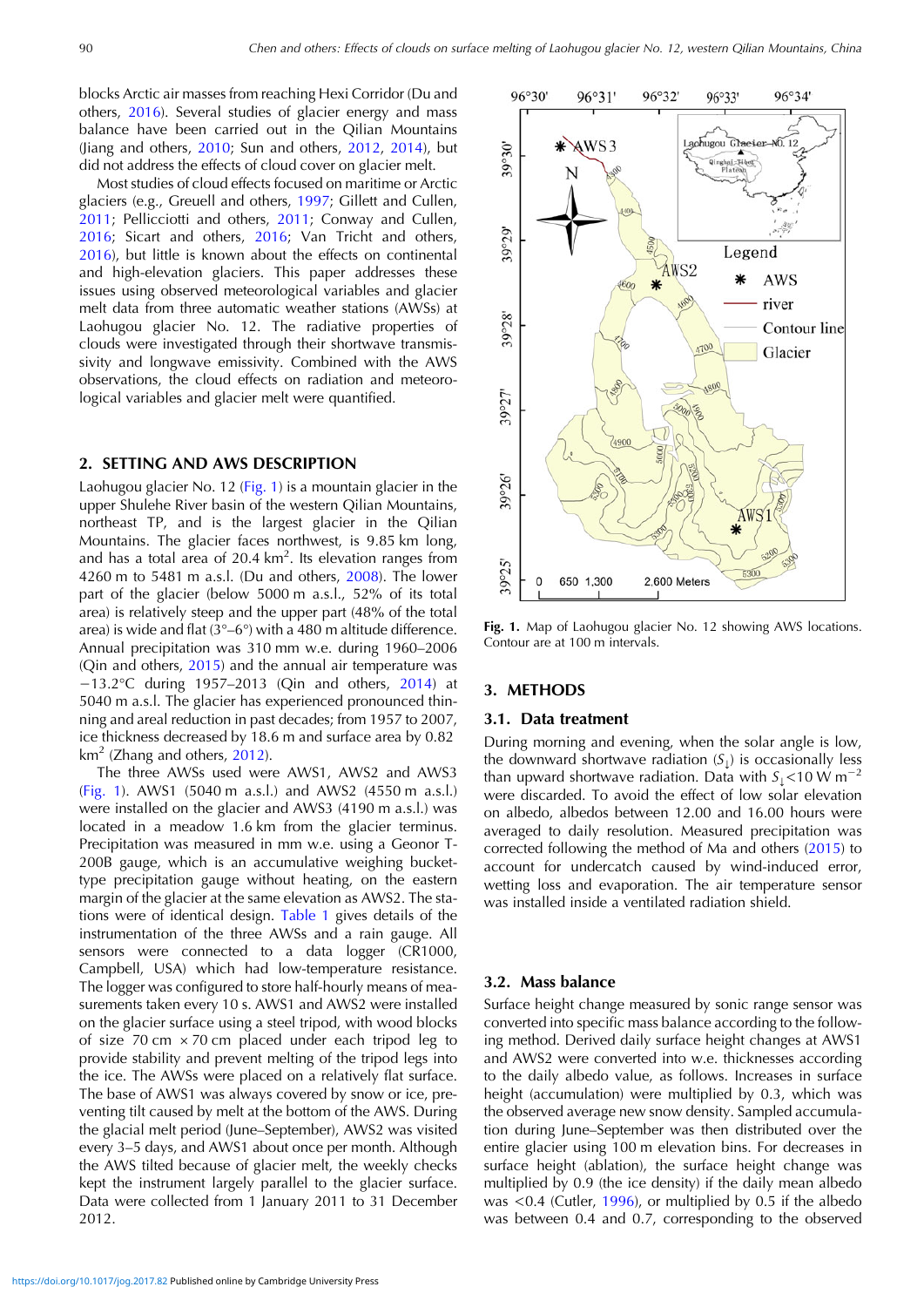blocks Arctic air masses from reaching Hexi Corridor (Du and others, 2016). Several studies of glacier energy and mass balance have been carried out in the Qilian Mountains (Jiang and others, 2010; Sun and others, 2012, 2014), but did not address the effects of cloud cover on glacier melt.

Most studies of cloud effects focused on maritime or Arctic glaciers (e.g., Greuell and others, 1997; Gillett and Cullen, 2011; Pellicciotti and others, 2011; Conway and Cullen, 2016; Sicart and others, 2016; Van Tricht and others, 2016), but little is known about the effects on continental and high-elevation glaciers. This paper addresses these issues using observed meteorological variables and glacier melt data from three automatic weather stations (AWSs) at Laohugou glacier No. 12. The radiative properties of clouds were investigated through their shortwave transmissivity and longwave emissivity. Combined with the AWS observations, the cloud effects on radiation and meteorological variables and glacier melt were quantified.

## 2. SETTING AND AWS DESCRIPTION

Laohugou glacier No. 12 (Fig. 1) is a mountain glacier in the upper Shulehe River basin of the western Qilian Mountains, northeast TP, and is the largest glacier in the Qilian Mountains. The glacier faces northwest, is 9.85 km long, and has a total area of 20.4 $km^2$. Its elevation ranges from 4260 m to 5481 m a.s.l. (Du and others, 2008). The lower part of the glacier (below 5000 m a.s.l., 52% of its total area) is relatively steep and the upper part (48% of the total area) is wide and flat (3°–6°) with a 480 m altitude difference. Annual precipitation was 310 mm w.e. during 1960–2006 (Qin and others, 2015) and the annual air temperature was −13.2°C during 1957–2013 (Qin and others, 2014) at 5040 m a.s.l. The glacier has experienced pronounced thinning and areal reduction in past decades; from 1957 to 2007, ice thickness decreased by 18.6 m and surface area by 0.82 $km^2$ (Zhang and others, 2012).

The three AWSs used were AWS1, AWS2 and AWS3 (Fig. 1). AWS1 (5040 m a.s.l.) and AWS2 (4550 m a.s.l.) were installed on the glacier and AWS3 (4190 m a.s.l.) was located in a meadow 1.6 km from the glacier terminus. Precipitation was measured in mm w.e. using a Geonor T-200B gauge, which is an accumulative weighing bucket-type precipitation gauge without heating, on the eastern margin of the glacier at the same elevation as AWS2. The stations were of identical design. Table 1 gives details of the instrumentation of the three AWSs and a rain gauge. All sensors were connected to a data logger (CR1000, Campbell, USA) which had low-temperature resistance. The logger was configured to store half-hourly means of measurements taken every 10 s. AWS1 and AWS2 were installed on the glacier surface using a steel tripod, with wood blocks of size 70 cm × 70 cm placed under each tripod leg to provide stability and prevent melting of the tripod legs into the ice. The AWSs were placed on a relatively flat surface. The base of AWS1 was always covered by snow or ice, preventing tilt caused by melt at the bottom of the AWS. During the glacial melt period (June–September), AWS2 was visited every 3–5 days, and AWS1 about once per month. Although the AWS tilted because of glacier melt, the weekly checks kept the instrument largely parallel to the glacier surface. Data were collected from 1 January 2011 to 31 December 2012.

96°30' 96°31' 96°32' 96°33' 96°34'

39°30' 39°29' 39°28' 39°27' 39°26' 39°25'

AWS3 AWS2 AWS1

N

Laohugou Glacier No. 12

Qinghai-Tibet Plateau

Legend
AWS
river
Contour line
Glacier

0 650 1,300 2,600 Meters

Fig. 1. Map of Laohugou glacier No. 12 showing AWS locations. Contour are at 100 m intervals.

## 3. METHODS

### 3.1. Data treatment

During morning and evening, when the solar angle is low, the downward shortwave radiation ($S_{\downarrow}$) is occasionally less than upward shortwave radiation. Data with $S_{\downarrow}$<10 W $m^{-2}$ were discarded. To avoid the effect of low solar elevation on albedo, albedos between 12.00 and 16.00 hours were averaged to daily resolution. Measured precipitation was corrected following the method of Ma and others (2015) to account for undercatch caused by wind-induced error, wetting loss and evaporation. The air temperature sensor was installed inside a ventilated radiation shield.

### 3.2. Mass balance

Surface height change measured by sonic range sensor was converted into specific mass balance according to the following method. Derived daily surface height changes at AWS1 and AWS2 were converted into w.e. thicknesses according to the daily albedo value, as follows. Increases in surface height (accumulation) were multiplied by 0.3, which was the observed average new snow density. Sampled accumulation during June–September was then distributed over the entire glacier using 100 m elevation bins. For decreases in surface height (ablation), the surface height change was multiplied by 0.9 (the ice density) if the daily mean albedo was <0.4 (Cutler, 1996), or multiplied by 0.5 if the albedo was between 0.4 and 0.7, corresponding to the observed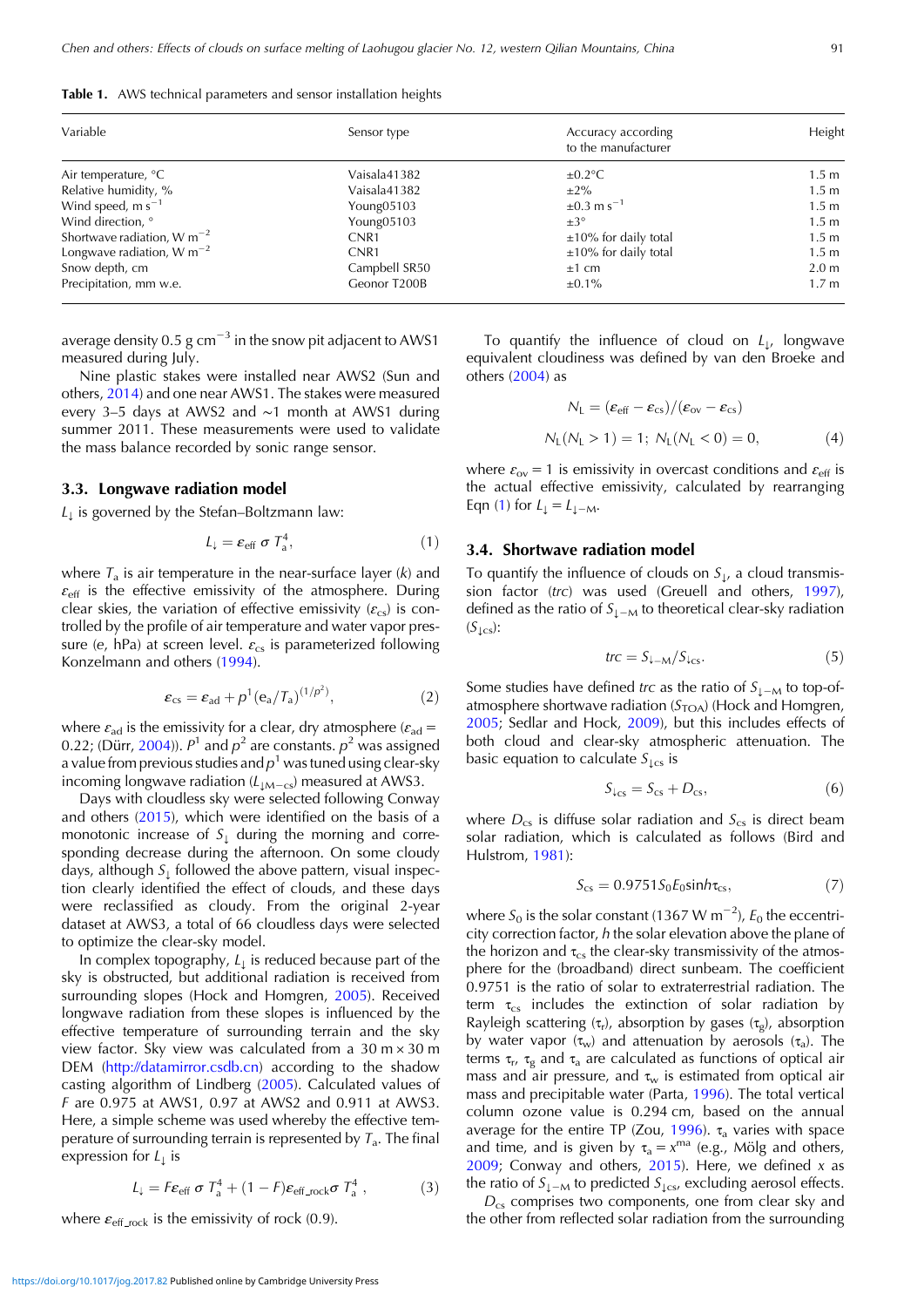**Table 1.** AWS technical parameters and sensor installation heights

| Variable | Sensor type | Accuracy according to the manufacturer | Height |
|---|---|---|---|
| Air temperature, °C | Vaisala41382 | ±0.2°C | 1.5 m |
| Relative humidity, % | Vaisala41382 | ±2% | 1.5 m |
| Wind speed, $m\ s^{-1}$ | Young05103 | $\pm 0.3\ m\ s^{-1}$ | 1.5 m |
| Wind direction, ° | Young05103 | ±3° | 1.5 m |
| Shortwave radiation, $W\ m^{-2}$ | CNR1 | ±10% for daily total | 1.5 m |
| Longwave radiation, $W\ m^{-2}$ | CNR1 | ±10% for daily total | 1.5 m |
| Snow depth, cm | Campbell SR50 | ±1 cm | 2.0 m |
| Precipitation, mm w.e. | Geonor T200B | ±0.1% | 1.7 m |

average density 0.5 $g\ cm^{-3}$ in the snow pit adjacent to AWS1 measured during July.

Nine plastic stakes were installed near AWS2 (Sun and others, 2014) and one near AWS1. The stakes were measured every 3–5 days at AWS2 and ~1 month at AWS1 during summer 2011. These measurements were used to validate the mass balance recorded by sonic range sensor.

### 3.3. Longwave radiation model

$L_\downarrow$ is governed by the Stefan–Boltzmann law:

$$L_\downarrow = \varepsilon_{\mathrm{eff}}\ \sigma\ T_a^4, \tag{1}$$

where $T_a$ is air temperature in the near-surface layer ($k$) and $\varepsilon_{\mathrm{eff}}$ is the effective emissivity of the atmosphere. During clear skies, the variation of effective emissivity ($\varepsilon_{cs}$) is controlled by the profile of air temperature and water vapor pressure ($e$, hPa) at screen level. $\varepsilon_{cs}$ is parameterized following Konzelmann and others (1994).

$$\varepsilon_{cs} = \varepsilon_{ad} + p^1 (e_a/T_a)^{(1/p^2)}, \tag{2}$$

where $\varepsilon_{ad}$ is the emissivity for a clear, dry atmosphere ($\varepsilon_{ad} = 0.22$; (Dürr, 2004)). $P^1$ and $p^2$ are constants. $p^2$ was assigned a value from previous studies and $p^1$ was tuned using clear-sky incoming longwave radiation ($L_{\downarrow M-cs}$) measured at AWS3.

Days with cloudless sky were selected following Conway and others (2015), which were identified on the basis of a monotonic increase of $S_\downarrow$ during the morning and corresponding decrease during the afternoon. On some cloudy days, although $S_\downarrow$ followed the above pattern, visual inspection clearly identified the effect of clouds, and these days were reclassified as cloudy. From the original 2-year dataset at AWS3, a total of 66 cloudless days were selected to optimize the clear-sky model.

In complex topography, $L_\downarrow$ is reduced because part of the sky is obstructed, but additional radiation is received from surrounding slopes (Hock and Homgren, 2005). Received longwave radiation from these slopes is influenced by the effective temperature of surrounding terrain and the sky view factor. Sky view was calculated from a 30 m × 30 m DEM (http://datamirror.csdb.cn) according to the shadow casting algorithm of Lindberg (2005). Calculated values of $F$ are 0.975 at AWS1, 0.97 at AWS2 and 0.911 at AWS3. Here, a simple scheme was used whereby the effective temperature of surrounding terrain is represented by $T_a$. The final expression for $L_\downarrow$ is

$$L_\downarrow = F\varepsilon_{\mathrm{eff}}\ \sigma\ T_a^4 + (1-F)\varepsilon_{\mathrm{eff\_rock}}\sigma\ T_a^4\ , \tag{3}$$

where $\varepsilon_{\mathrm{eff\_rock}}$ is the emissivity of rock (0.9).

To quantify the influence of cloud on $L_\downarrow$, longwave equivalent cloudiness was defined by van den Broeke and others (2004) as

$$N_L = (\varepsilon_{\mathrm{eff}} - \varepsilon_{cs})/(\varepsilon_{ov} - \varepsilon_{cs})$$

$$N_L(N_L > 1) = 1;\ N_L(N_L < 0) = 0, \tag{4}$$

where $\varepsilon_{ov} = 1$ is emissivity in overcast conditions and $\varepsilon_{\mathrm{eff}}$ is the actual effective emissivity, calculated by rearranging Eqn (1) for $L_\downarrow = L_{\downarrow-M}$.

### 3.4. Shortwave radiation model

To quantify the influence of clouds on $S_\downarrow$, a cloud transmission factor ($trc$) was used (Greuell and others, 1997), defined as the ratio of $S_{\downarrow-M}$ to theoretical clear-sky radiation ($S_{\downarrow cs}$):

$$trc = S_{\downarrow-M}/S_{\downarrow cs}. \tag{5}$$

Some studies have defined $trc$ as the ratio of $S_{\downarrow-M}$ to top-of-atmosphere shortwave radiation ($S_{TOA}$) (Hock and Homgren, 2005; Sedlar and Hock, 2009), but this includes effects of both cloud and clear-sky atmospheric attenuation. The basic equation to calculate $S_{\downarrow cs}$ is

$$S_{\downarrow cs} = S_{cs} + D_{cs}, \tag{6}$$

where $D_{cs}$ is diffuse solar radiation and $S_{cs}$ is direct beam solar radiation, which is calculated as follows (Bird and Hulstrom, 1981):

$$S_{cs} = 0.9751 S_0 E_0 \sin h \tau_{cs}, \tag{7}$$

where $S_0$ is the solar constant (1367 $W\ m^{-2}$), $E_0$ the eccentricity correction factor, $h$ the solar elevation above the plane of the horizon and $\tau_{cs}$ the clear-sky transmissivity of the atmosphere for the (broadband) direct sunbeam. The coefficient 0.9751 is the ratio of solar to extraterrestrial radiation. The term $\tau_{cs}$ includes the extinction of solar radiation by Rayleigh scattering ($\tau_r$), absorption by gases ($\tau_g$), absorption by water vapor ($\tau_w$) and attenuation by aerosols ($\tau_a$). The terms $\tau_r$, $\tau_g$ and $\tau_a$ are calculated as functions of optical air mass and air pressure, and $\tau_w$ is estimated from optical air mass and precipitable water (Parta, 1996). The total vertical column ozone value is 0.294 cm, based on the annual average for the entire TP (Zou, 1996). $\tau_a$ varies with space and time, and is given by $\tau_a = x^{ma}$ (e.g., Mölg and others, 2009; Conway and others, 2015). Here, we defined $x$ as the ratio of $S_{\downarrow-M}$ to predicted $S_{\downarrow cs}$, excluding aerosol effects.

$D_{cs}$ comprises two components, one from clear sky and the other from reflected solar radiation from the surrounding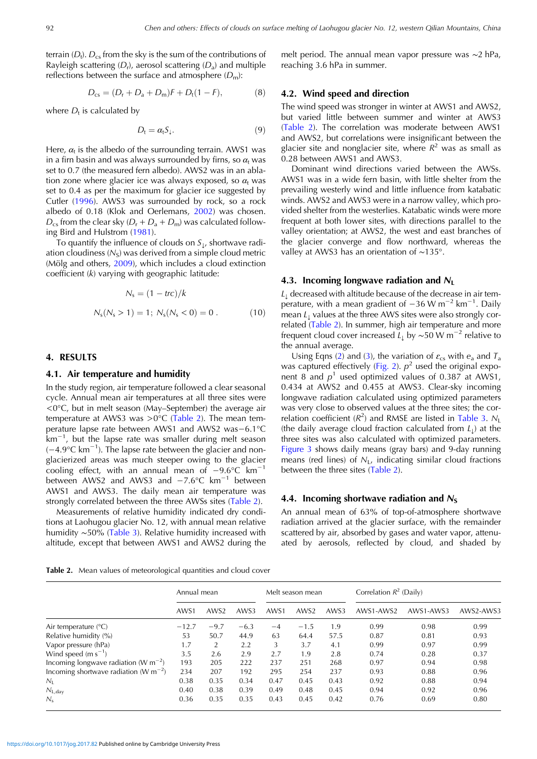terrain ($D_t$). $D_{cs}$ from the sky is the sum of the contributions of Rayleigh scattering ($D_r$), aerosol scattering ($D_a$) and multiple reflections between the surface and atmosphere ($D_m$):

$$D_{cs} = (D_r + D_a + D_m)F + D_t(1 - F), \tag{8}$$

where $D_t$ is calculated by

$$D_t = \alpha_t S_\downarrow. \tag{9}$$

Here, $\alpha_t$ is the albedo of the surrounding terrain. AWS1 was in a firn basin and was always surrounded by firns, so $\alpha_t$ was set to 0.7 (the measured fern albedo). AWS2 was in an ablation zone where glacier ice was always exposed, so $\alpha_t$ was set to 0.4 as per the maximum for glacier ice suggested by Cutler (1996). AWS3 was surrounded by rock, so a rock albedo of 0.18 (Klok and Oerlemans, 2002) was chosen. $D_{cs}$ from the clear sky ($D_r + D_a + D_m$) was calculated following Bird and Hulstrom (1981).

To quantify the influence of clouds on $S_\downarrow$, shortwave radiation cloudiness ($N_S$) was derived from a simple cloud metric (Mölg and others, 2009), which includes a cloud extinction coefficient ($k$) varying with geographic latitude:

$$N_s = (1 - trc)/k$$
$$N_s(N_s > 1) = 1;\ N_s(N_s < 0) = 0\,. \tag{10}$$

# 4. RESULTS

## 4.1. Air temperature and humidity

In the study region, air temperature followed a clear seasonal cycle. Annual mean air temperatures at all three sites were <0°C, but in melt season (May–September) the average air temperature at AWS3 was >0°C (Table 2). The mean temperature lapse rate between AWS1 and AWS2 was −6.1°C km$^{-1}$, but the lapse rate was smaller during melt season (−4.9°C km$^{-1}$). The lapse rate between the glacier and non-glacierized areas was much steeper owing to the glacier cooling effect, with an annual mean of −9.6°C km$^{-1}$ between AWS2 and AWS3 and −7.6°C km$^{-1}$ between AWS1 and AWS3. The daily mean air temperature was strongly correlated between the three AWSs sites (Table 2).

Measurements of relative humidity indicated dry conditions at Laohugou glacier No. 12, with annual mean relative humidity ∼50% (Table 3). Relative humidity increased with altitude, except that between AWS1 and AWS2 during the melt period. The annual mean vapor pressure was ∼2 hPa, reaching 3.6 hPa in summer.

## 4.2. Wind speed and direction

The wind speed was stronger in winter at AWS1 and AWS2, but varied little between summer and winter at AWS3 (Table 2). The correlation was moderate between AWS1 and AWS2, but correlations were insignificant between the glacier site and nonglacier site, where $R^2$ was as small as 0.28 between AWS1 and AWS3.

Dominant wind directions varied between the AWSs. AWS1 was in a wide fern basin, with little shelter from the prevailing westerly wind and little influence from katabatic winds. AWS2 and AWS3 were in a narrow valley, which provided shelter from the westerlies. Katabatic winds were more frequent at both lower sites, with directions parallel to the valley orientation; at AWS2, the west and east branches of the glacier converge and flow northward, whereas the valley at AWS3 has an orientation of ∼135°.

## 4.3. Incoming longwave radiation and $N_L$

$L_\downarrow$ decreased with altitude because of the decrease in air temperature, with a mean gradient of −36 W m$^{-2}$ km$^{-1}$. Daily mean $L_\downarrow$ values at the three AWS sites were also strongly correlated (Table 2). In summer, high air temperature and more frequent cloud cover increased $L_\downarrow$ by ∼50 W m$^{-2}$ relative to the annual average.

Using Eqns (2) and (3), the variation of $\varepsilon_{cs}$ with $e_a$ and $T_a$ was captured effectively (Fig. 2). $p^2$ used the original exponent 8 and $p^1$ used optimized values of 0.387 at AWS1, 0.434 at AWS2 and 0.455 at AWS3. Clear-sky incoming longwave radiation calculated using optimized parameters was very close to observed values at the three sites; the correlation coefficient ($R^2$) and RMSE are listed in Table 3. $N_L$ (the daily average cloud fraction calculated from $L_\downarrow$) at the three sites was also calculated with optimized parameters. Figure 3 shows daily means (gray bars) and 9-day running means (red lines) of $N_L$, indicating similar cloud fractions between the three sites (Table 2).

## 4.4. Incoming shortwave radiation and $N_S$

An annual mean of 63% of top-of-atmosphere shortwave radiation arrived at the glacier surface, with the remainder scattered by air, absorbed by gases and water vapor, attenuated by aerosols, reflected by cloud, and shaded by

**Table 2.** Mean values of meteorological quantities and cloud cover

| | Annual mean | | | Melt season mean | | | Correlation $R^2$ (Daily) | | |
|---|---|---|---|---|---|---|---|---|---|
| | AWS1 | AWS2 | AWS3 | AWS1 | AWS2 | AWS3 | AWS1-AWS2 | AWS1-AWS3 | AWS2-AWS3 |
| Air temperature (°C) | −12.7 | −9.7 | −6.3 | −4 | −1.5 | 1.9 | 0.99 | 0.98 | 0.99 |
| Relative humidity (%) | 53 | 50.7 | 44.9 | 63 | 64.4 | 57.5 | 0.87 | 0.81 | 0.93 |
| Vapor pressure (hPa) | 1.7 | 2 | 2.2 | 3 | 3.7 | 4.1 | 0.99 | 0.97 | 0.99 |
| Wind speed (m s$^{-1}$) | 3.5 | 2.6 | 2.9 | 2.7 | 1.9 | 2.8 | 0.74 | 0.28 | 0.37 |
| Incoming longwave radiation (W m$^{-2}$) | 193 | 205 | 222 | 237 | 251 | 268 | 0.97 | 0.94 | 0.98 |
| Incoming shortwave radiation (W m$^{-2}$) | 234 | 207 | 192 | 295 | 254 | 237 | 0.93 | 0.88 | 0.96 |
| $N_L$ | 0.38 | 0.35 | 0.34 | 0.47 | 0.45 | 0.43 | 0.92 | 0.88 | 0.94 |
| $N_{L,day}$ | 0.40 | 0.38 | 0.39 | 0.49 | 0.48 | 0.45 | 0.94 | 0.92 | 0.96 |
| $N_s$ | 0.36 | 0.35 | 0.35 | 0.43 | 0.45 | 0.42 | 0.76 | 0.69 | 0.80 |

https://doi.org/10.1017/jog.2017.82 Published online by Cambridge University Press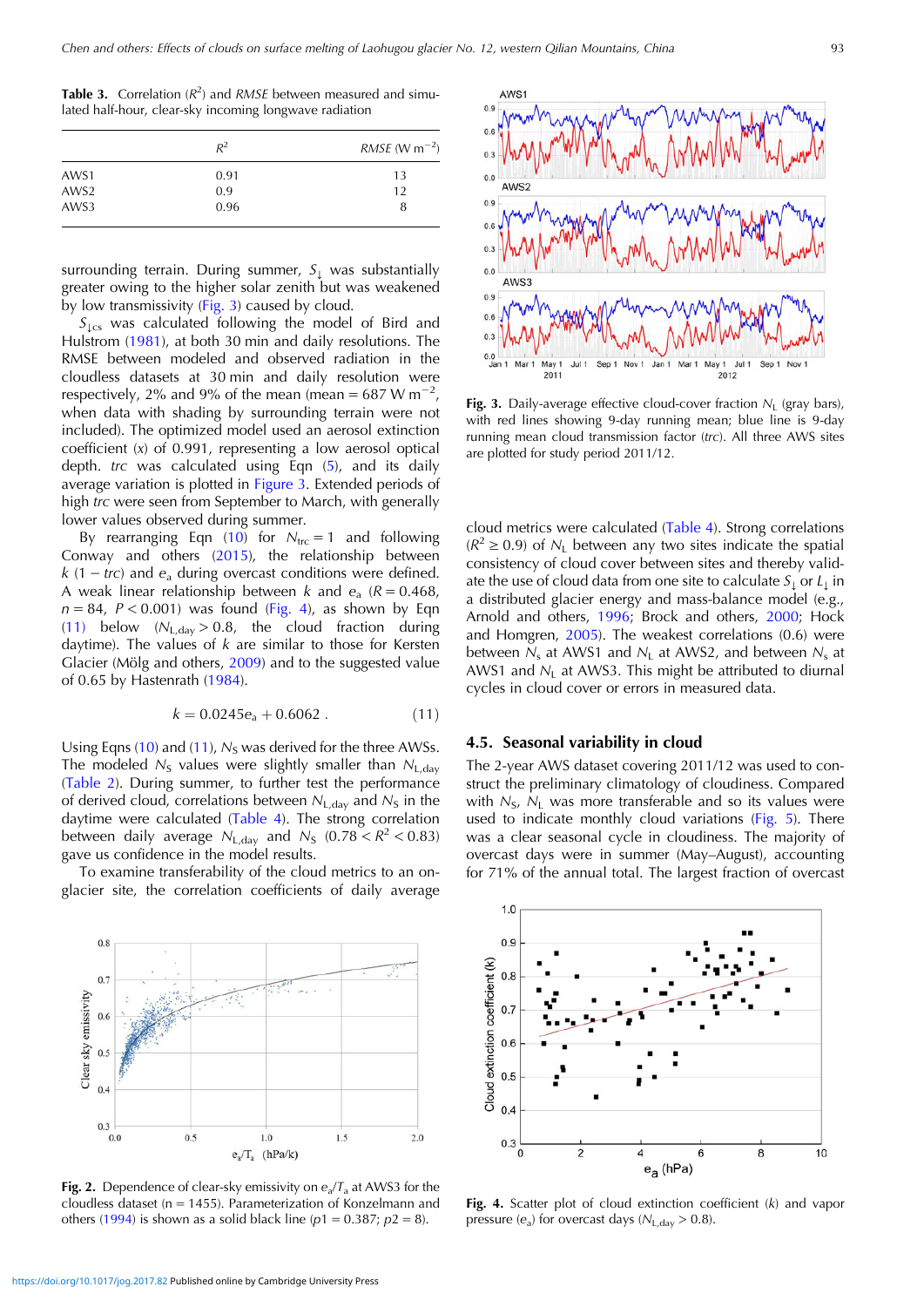**Table 3.** Correlation ($R^2$) and *RMSE* between measured and simulated half-hour, clear-sky incoming longwave radiation

| | $R^2$ | *RMSE* (W m$^{-2}$) |
|---|---|---|
| AWS1 | 0.91 | 13 |
| AWS2 | 0.9 | 12 |
| AWS3 | 0.96 | 8 |

surrounding terrain. During summer, $S_\downarrow$ was substantially greater owing to the higher solar zenith but was weakened by low transmissivity (Fig. 3) caused by cloud.

$S_{\downarrow cs}$ was calculated following the model of Bird and Hulstrom (1981), at both 30 min and daily resolutions. The RMSE between modeled and observed radiation in the cloudless datasets at 30 min and daily resolution were respectively, 2% and 9% of the mean (mean = 687 W m$^{-2}$, when data with shading by surrounding terrain were not included). The optimized model used an aerosol extinction coefficient ($x$) of 0.991, representing a low aerosol optical depth. *trc* was calculated using Eqn (5), and its daily average variation is plotted in Figure 3. Extended periods of high *trc* were seen from September to March, with generally lower values observed during summer.

By rearranging Eqn (10) for $N_{trc} = 1$ and following Conway and others (2015), the relationship between $k$ $(1 - trc)$ and $e_a$ during overcast conditions were defined. A weak linear relationship between $k$ and $e_a$ ($R = 0.468$, $n = 84$, $P < 0.001$) was found (Fig. 4), as shown by Eqn (11) below ($N_{L,day} > 0.8$, the cloud fraction during daytime). The values of $k$ are similar to those for Kersten Glacier (Mölg and others, 2009) and to the suggested value of 0.65 by Hastenrath (1984).

$$k = 0.0245e_a + 0.6062 . \tag{11}$$

Using Eqns (10) and (11), $N_S$ was derived for the three AWSs. The modeled $N_S$ values were slightly smaller than $N_{L,day}$ (Table 2). During summer, to further test the performance of derived cloud, correlations between $N_{L,day}$ and $N_S$ in the daytime were calculated (Table 4). The strong correlation between daily average $N_{L,day}$ and $N_S$ ($0.78 < R^2 < 0.83$) gave us confidence in the model results.

To examine transferability of the cloud metrics to an on-glacier site, the correlation coefficients of daily average cloud metrics were calculated (Table 4). Strong correlations ($R^2 \geq 0.9$) of $N_L$ between any two sites indicate the spatial consistency of cloud cover between sites and thereby validate the use of cloud data from one site to calculate $S_\downarrow$ or $L_\downarrow$ in a distributed glacier energy and mass-balance model (e.g., Arnold and others, 1996; Brock and others, 2000; Hock and Homgren, 2005). The weakest correlations (0.6) were between $N_s$ at AWS1 and $N_L$ at AWS2, and between $N_s$ at AWS1 and $N_L$ at AWS3. This might be attributed to diurnal cycles in cloud cover or errors in measured data.

AWS1
0.9
0.6
0.3
0.0
AWS2
0.9
0.6
0.3
0.0
AWS3
0.9
0.6
0.3
0.0
Jan 1 Mar 1 May 1 Jul 1 Sep 1 Nov 1 Jan 1 Mar 1 May 1 Jul 1 Sep 1 Nov 1
2011 2012

**Fig. 3.** Daily-average effective cloud-cover fraction $N_L$ (gray bars), with red lines showing mean; blue line is 9-day running mean cloud transmission factor (*trc*). All three AWS sites are plotted for study period 2011/12.

## 4.5. Seasonal variability in cloud

The 2-year AWS dataset covering 2011/12 was used to construct the preliminary climatology of cloudiness. Compared with $N_S$, $N_L$ was more transferable and so its values were used to indicate monthly cloud variations (Fig. 5). There was a clear seasonal cycle in cloudiness. The majority of overcast days were in summer (May–August), accounting for 71% of the annual total. The largest fraction of overcast

Clear sky emissivity
0.8
0.7
0.6
0.5
0.4
0.3
0.0 0.5 1.0 1.5 2.0
$e_a/T_a$ (hPa/k)

**Fig. 2.** Dependence of clear-sky emissivity on $e_a/T_a$ at AWS3 for the cloudless dataset (n = 1455). Parameterization of Konzelmann and others (1994) is shown as a solid black line ($p1 = 0.387$; $p2 = 8$).

Cloud extinction coefficient (k)
1.0
0.9
0.8
0.7
0.6
0.5
0.4
0.3
0 2 4 6 8 10
$e_a$ (hPa)

**Fig. 4.** Scatter plot of cloud extinction coefficient ($k$) and vapor pressure ($e_a$) for overcast days ($N_{L,day} > 0.8$).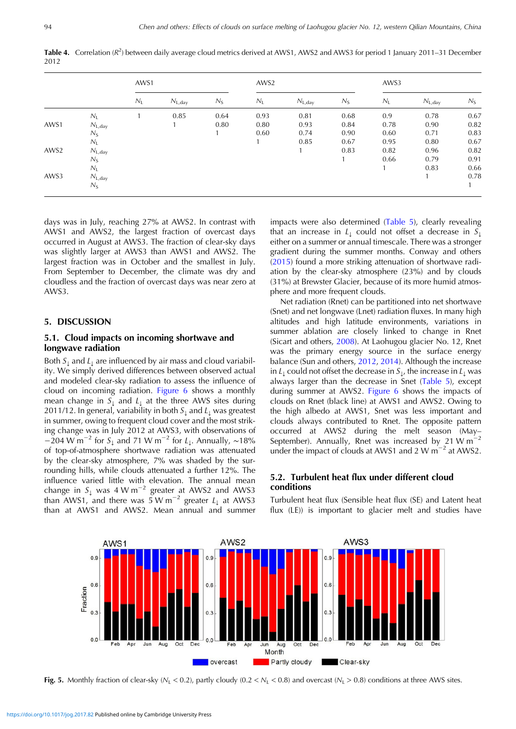**Table 4.** Correlation ($R^2$) between daily average cloud metrics derived at AWS1, AWS2 and AWS3 for period 1 January 2011–31 December 2012

| | | AWS1 | | | AWS2 | | | AWS3 | | |
|---|---|---|---|---|---|---|---|---|---|---|
| | | $N_L$ | $N_{L,day}$ | $N_S$ | $N_L$ | $N_{L,day}$ | $N_S$ | $N_L$ | $N_{L,day}$ | $N_S$ |
| AWS1 | $N_L$ | 1 | 0.85 | 0.64 | 0.93 | 0.81 | 0.68 | 0.9 | 0.78 | 0.67 |
| | $N_{L,day}$ | | 1 | 0.80 | 0.80 | 0.93 | 0.84 | 0.78 | 0.90 | 0.82 |
| | $N_S$ | | | 1 | 0.60 | 0.74 | 0.90 | 0.60 | 0.71 | 0.83 |
| AWS2 | $N_L$ | | | | 1 | 0.85 | 0.67 | 0.95 | 0.80 | 0.67 |
| | $N_{L,day}$ | | | | | 1 | 0.83 | 0.82 | 0.96 | 0.82 |
| | $N_S$ | | | | | | 1 | 0.66 | 0.79 | 0.91 |
| AWS3 | $N_L$ | | | | | | | 1 | 0.83 | 0.66 |
| | $N_{L,day}$ | | | | | | | | 1 | 0.78 |
| | $N_S$ | | | | | | | | | 1 |

days was in July, reaching 27% at AWS2. In contrast with AWS1 and AWS2, the largest fraction of overcast days occurred in August at AWS3. The fraction of clear-sky days was slightly larger at AWS3 than AWS1 and AWS2. The largest fraction was in October and the smallest in July. From September to December, the climate was dry and cloudless and the fraction of overcast days was near zero at AWS3.

## 5. DISCUSSION

### 5.1. Cloud impacts on incoming shortwave and longwave radiation

Both $S_\downarrow$ and $L_\downarrow$ are influenced by air mass and cloud variability. We simply derived differences between observed value and modeled clear-sky radiation to assess the influence of cloud on incoming radiation. Figure 6 shows a monthly mean change in $S_\downarrow$ and $L_\downarrow$ at the three AWS sites during 2011/12. In general, variability in both $S_\downarrow$ and $L_\downarrow$ was greatest in summer, owing to frequent cloud cover and the most striking change was in July 2012 at AWS3, with observations of $-204$ W m$^{-2}$ for $S_\downarrow$ and 71 W m$^{-2}$ for $L_\downarrow$. Annually, ~18% of top-of-atmosphere shortwave radiation was attenuated by the clear-sky atmosphere, 7% was shaded by the surrounding hills, while clouds attenuated a further 12%. The influence varied little with elevation. The annual mean change in $S_\downarrow$ was 4 W m$^{-2}$ greater at AWS2 and AWS3 than AWS1, and there was 5 W m$^{-2}$ greater $L_\downarrow$ at AWS3 than at AWS1 and AWS2. Mean annual and summer impacts were also determined (Table 5), clearly revealing that an increase in $L_\downarrow$ could not offset a decrease in $S_\downarrow$ either on a summer or annual timescale. There was a stronger gradient during the summer months. Conway and others (2015) found a more striking attenuation of shortwave radiation by the clear-sky atmosphere (23%) and by clouds (31%) at Brewster Glacier, because of its more humid atmosphere and more frequent clouds.

Net radiation (Rnet) can be partitioned into net shortwave (Snet) and net longwave (Lnet) radiation fluxes. In many high altitudes and high latitude environments, variations in summer ablation are closely linked to change in Rnet (Sicart and others, 2008). At Laohugou glacier No. 12, Rnet was the primary energy source in the surface energy balance (Sun and others, 2012, 2014). Although the increase in $L_\downarrow$ could not offset the decrease in $S_\downarrow$, the increase in $L_\downarrow$ was always larger than the decrease in Snet (Table 5), except during summer at AWS2. Figure 6 shows the impacts of clouds on Rnet (black line) at AWS1 and AWS2. Owing to the high albedo at AWS1, Snet was less important and clouds always contributed to Rnet. The opposite pattern occurred at AWS2 during the melt season (May–September). Annually, Rnet was increased by 21 W m$^{-2}$ under the impact of clouds at AWS1 and 2 W m$^{-2}$ at AWS2.

### 5.2. Turbulent heat flux under different cloud conditions

Turbulent heat flux (Sensible heat flux (SE) and Latent heat flux (LE)) is important to glacier melt and studies have

AWS1
AWS2
AWS3
Fraction
0.0
0.3
0.6
0.9
Feb Apr Jun Aug Oct Dec
Month
overcast
Partly cloudy
Clear-sky

**Fig. 5.** Monthly fraction of clear-sky ($N_L < 0.2$), partly cloudy ($0.2 < N_L < 0.8$) and overcast ($N_L > 0.8$) conditions at three AWS sites.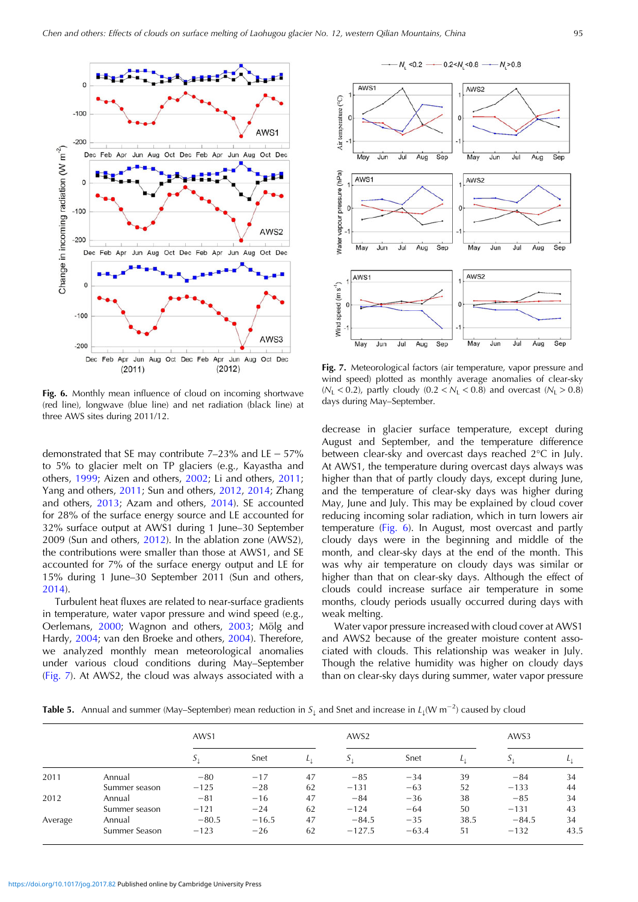Change in incoming radiation (W m$^{-2}$)

0
-100
-200
AWS1
Dec Feb Apr Jun Aug Oct Dec Feb Apr Jun Aug Oct Dec

0
-100
-200
AWS2
Dec Feb Apr Jun Aug Oct Dec Feb Apr Jun Aug Oct Dec

0
-100
-200
AWS3
Dec Feb Apr Jun Aug Oct Dec Feb Apr Jun Aug Oct Dec
(2011) (2012)

**Fig. 6.** Monthly mean influence of cloud on incoming shortwave (red line), longwave (blue line) and net radiation (black line) at three AWS sites during 2011/12.

$N_L$ <0.2 — 0.2<$N_L$<0.8 — $N_L$>0.8

Air temperature (°C)
AWS1 AWS2
1 0 -1
May Jun Jul Aug Sep

Water vapour pressure (hPa)
AWS1 AWS2
1 0 -1
May Jun Jul Aug Sep

Wind speed (m s$^{-1}$)
AWS1 AWS2
1 0 -1
May Jun Jul Aug Sep

**Fig. 7.** Meteorological factors (air temperature, vapor pressure and wind speed) plotted as monthly average anomalies of clear-sky ($N_L$ < 0.2), partly cloudy (0.2 < $N_L$ < 0.8) and overcast ($N_L$ > 0.8) days during May–September.

demonstrated that SE may contribute 7–23% and LE – 57% to 5% to glacier melt on TP glaciers (e.g., Kayastha and others, 1999; Aizen and others, 2002; Li and others, 2011; Yang and others, 2011; Sun and others, 2012, 2014; Zhang and others, 2013; Azam and others, 2014). SE accounted for 28% of the surface energy source and LE accounted for 32% surface output at AWS1 during 1 June–30 September 2009 (Sun and others, 2012). In the ablation zone (AWS2), the contributions were smaller than those at AWS1, and SE accounted for 7% of the surface energy output and LE for 15% during 1 June–30 September 2011 (Sun and others, 2014).

Turbulent heat fluxes are related to near-surface gradients in temperature, water vapor pressure and wind speed (e.g., Oerlemans, 2000; Wagnon and others, 2003; Mölg and Hardy, 2004; van den Broeke and others, 2004). Therefore, we analyzed monthly mean meteorological anomalies under various cloud conditions during May–September (Fig. 7). At AWS2, the cloud was always associated with a decrease in glacier surface temperature, except during August and September, and the temperature difference between clear-sky and overcast days reached 2°C in July. At AWS1, the temperature during overcast days always was higher than that of partly cloudy days, except during June, and the temperature of clear-sky days was higher during May, June and July. This may be explained by cloud cover reducing incoming solar radiation, which in turn lowers air temperature (Fig. 6). In August, most overcast and partly cloudy days were in the beginning and middle of the month, and clear-sky days at the end of the month. This was why air temperature on cloudy days was similar or higher than that on clear-sky days. Although the effect of clouds could increase surface air temperature in some months, cloudy periods usually occurred during days with weak melting.

Water vapor pressure increased with cloud cover at AWS1 and AWS2 because of the greater moisture content associated with clouds. This relationship was weaker in July. Though the relative humidity was higher on cloudy days than on clear-sky days during summer, water vapor pressure

**Table 5.** Annual and summer (May–September) mean reduction in $S_\downarrow$ and Snet and increase in $L_\downarrow$(W m$^{-2}$) caused by cloud

| | | AWS1 | | | AWS2 | | | AWS3 | |
|---|---|---|---|---|---|---|---|---|---|
| | | $S_\downarrow$ | Snet | $L_\downarrow$ | $S_\downarrow$ | Snet | $L_\downarrow$ | $S_\downarrow$ | $L_\downarrow$ |
| 2011 | Annual | −80 | −17 | 47 | −85 | −34 | 39 | −84 | 34 |
| | Summer season | −125 | −28 | 62 | −131 | −63 | 52 | −133 | 44 |
| 2012 | Annual | −81 | −16 | 47 | −84 | −36 | 38 | −85 | 34 |
| | Summer season | −121 | −24 | 62 | −124 | −64 | 50 | −131 | 43 |
| Average | Annual | −80.5 | −16.5 | 47 | −84.5 | −35 | 38.5 | −84.5 | 34 |
| | Summer Season | −123 | −26 | 62 | −127.5 | −63.4 | 51 | −132 | 43.5 |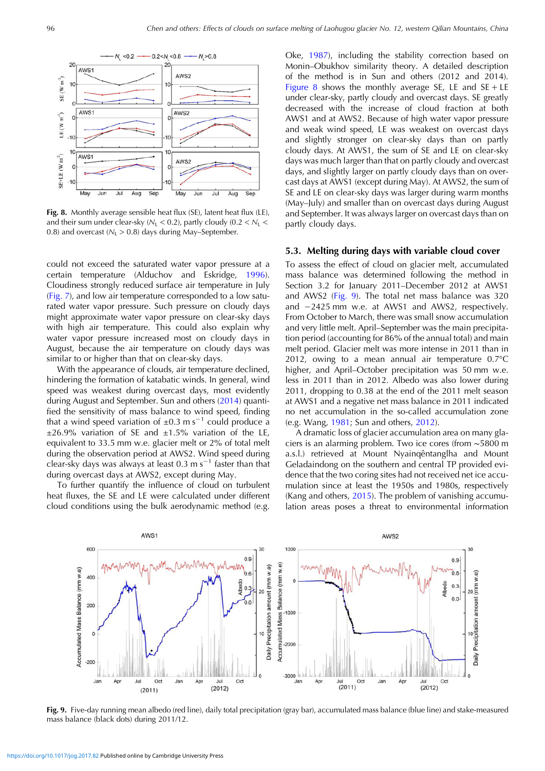— $N_L$ <0.2 — 0.2< $N_L$ <0.8 — $N_L$ >0.8

SE (W m⁻²)

LE (W m⁻²)

SE+LE (W m⁻²)

AWS1

AWS2

May Jun Jul Aug Sep

**Fig. 8.** Monthly average sensible heat flux (SE), latent heat flux (LE), and their sum under clear-sky ($N_L < 0.2$), partly cloudy ($0.2 < N_L < 0.8$) and overcast ($N_L > 0.8$) days during May–September.

could not exceed the saturated water vapor pressure at a certain temperature (Alduchov and Eskridge, 1996). Cloudiness strongly reduced surface air temperature in July (Fig. 7), and low air temperature corresponded to a low saturated water vapor pressure. Such pressure on cloudy days might approximate water vapor pressure on clear-sky days with high air temperature. This could also explain why water vapor pressure increased most on cloudy days in August, because the air temperature on cloudy days was similar to or higher than that on clear-sky days.

With the appearance of clouds, air temperature declined, hindering the formation of katabatic winds. In general, wind speed was weakest during overcast days, most evidently during August and September. Sun and others (2014) quantified the sensitivity of mass balance to wind speed, finding that a wind speed variation of ±0.3 m s$^{-1}$ could produce a ±26.9% variation of SE and ±1.5% variation of the LE, equivalent to 33.5 mm w.e. glacier melt or 2% of total melt during the observation period at AWS2. Wind speed during clear-sky days was always at least 0.3 m s$^{-1}$ faster than that during overcast days at AWS2, except during May.

To further quantify the influence of cloud on turbulent heat fluxes, the SE and LE were calculated under different cloud conditions using the bulk aerodynamic method (e.g. Oke, 1987), including the stability correction based on Monin–Obukhov similarity theory. A detailed description of the method is in Sun and others (2012 and 2014). Figure 8 shows the monthly average SE, LE and SE + LE under clear-sky, partly cloudy and overcast days. SE greatly decreased with the increase of cloud fraction at both AWS1 and at AWS2. Because of high water vapor pressure and weak wind speed, LE was weakest on overcast days and slightly stronger on clear-sky days than on partly cloudy days. At AWS1, the sum of SE and LE on clear-sky days was much larger than that on partly cloudy and overcast days, and slightly larger on partly cloudy days than on overcast days at AWS1 (except during May). At AWS2, the sum of SE and LE on clear-sky days was larger during warm months (May–July) and smaller than on overcast days during August and September. It was always larger on overcast days than on partly cloudy days.

## 5.3. Melting during days with variable cloud cover

To assess the effect of cloud on glacier melt, accumulated mass balance was determined following the method in Section 3.2 for January 2011–December 2012 at AWS1 and AWS2 (Fig. 9). The total net mass balance was 320 and −2425 mm w.e. at AWS1 and AWS2, respectively. From October to March, there was small snow accumulation and very little melt. April–September was the main precipitation period (accounting for 86% of the annual total) and main melt period. Glacier melt was more intense in 2011 than in 2012, owing to a mean annual air temperature 0.7°C higher, and April–October precipitation was 50 mm w.e. less in 2011 than in 2012. Albedo was also lower during 2011, dropping to 0.38 at the end of the 2011 melt season at AWS1 and a negative net mass balance in 2011 indicated no net accumulation in the so-called accumulation zone (e.g. Wang, 1981; Sun and others, 2012).

A dramatic loss of glacier accumulation area on many glaciers is an alarming problem. Two ice cores (from ~5800 m a.s.l.) retrieved at Mount Nyainqêntanglha and Mount Geladaindong on the southern and central TP provided evidence that the two coring sites had not received net ice accumulation since at least the 1950s and 1980s, respectively (Kang and others, 2015). The problem of vanishing accumulation areas poses a threat to environmental information

AWS1

AWS2

Accumulated Mass Balance (mm w.e)

Daily Precipitation amount (mm w.e)

Albedo

Jan Apr Jul Oct Jan Apr Jul Oct
(2011) (2012)

**Fig. 9.** Five-day running mean albedo (red line), daily total precipitation (gray bar), accumulated mass balance (blue line) and stake-measured mass balance (black dots) during 2011/12.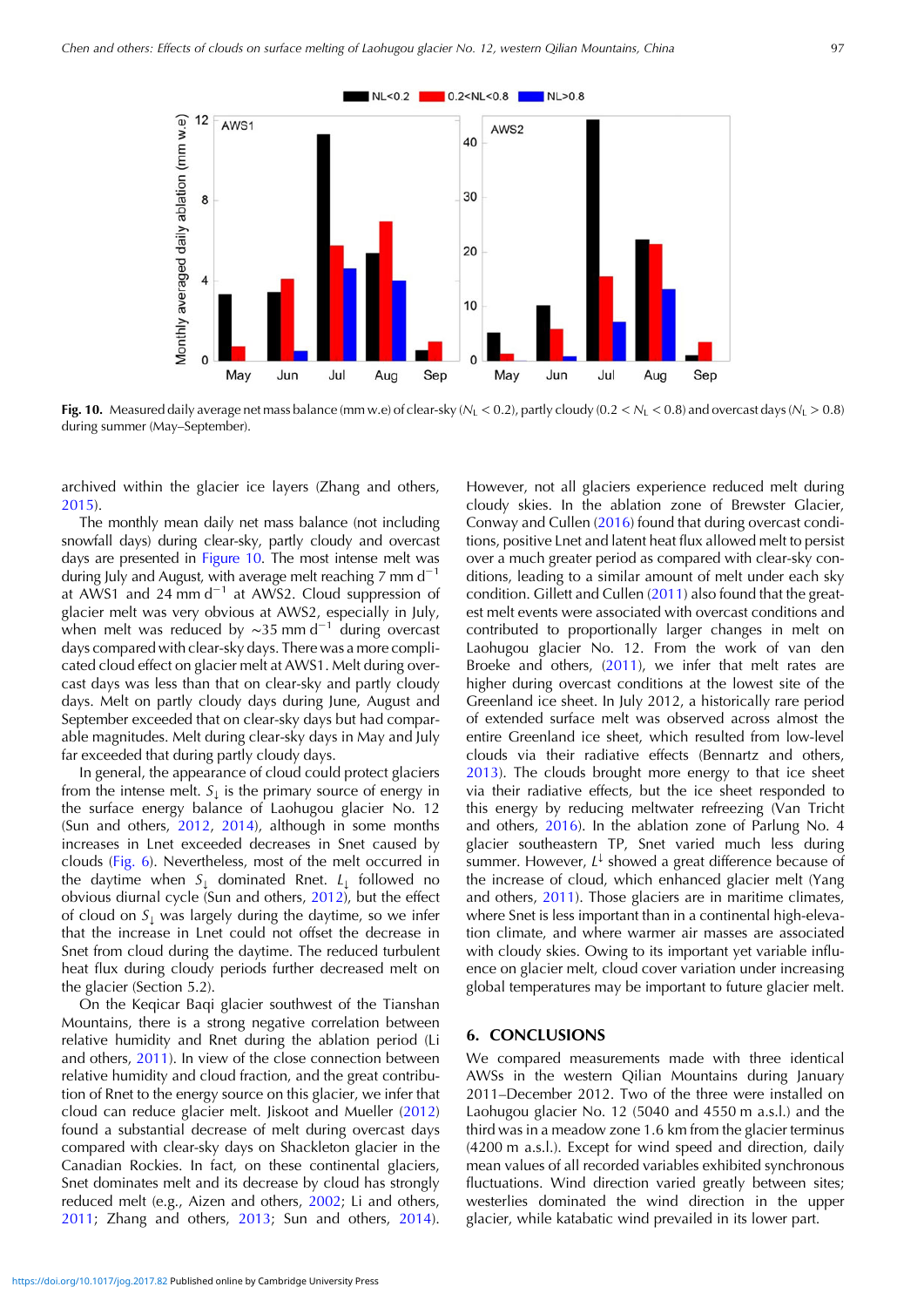Fig. 10. Measured daily average net mass balance (mm w.e) of clear-sky ($N_L < 0.2$), partly cloudy ($0.2 < N_L < 0.8$) and overcast days ($N_L > 0.8$) during summer (May–September).

archived within the glacier ice layers (Zhang and others, 2015).

The monthly mean daily net mass balance (not including snowfall days) during clear-sky, partly cloudy and overcast days are presented in Figure 10. The most intense melt was during July and August, with average melt reaching 7 mm $d^{-1}$ at AWS1 and 24 mm $d^{-1}$ at AWS2. Cloud suppression of glacier melt was very obvious at AWS2, especially in July, when melt was reduced by ~35 mm $d^{-1}$ during overcast days compared with clear-sky days. There was a more complicated cloud effect on glacier melt at AWS1. Melt during overcast days was less than that on clear-sky and partly cloudy days. Melt on partly cloudy days during June, August and September exceeded that on clear-sky days but had comparable magnitudes. Melt during clear-sky days in May and July far exceeded that during partly cloudy days.

In general, the appearance of cloud could protect glaciers from the intense melt. $S_\downarrow$ is the primary source of energy in the surface energy balance of Laohugou glacier No. 12 (Sun and others, 2012, 2014), although in some months increases in Lnet exceeded decreases in Snet caused by clouds (Fig. 6). Nevertheless, most of the melt occurred in the daytime when $S_\downarrow$ dominated Rnet. $L_\downarrow$ followed no obvious diurnal cycle (Sun and others, 2012), but the effect of cloud on $S_\downarrow$ was largely during the daytime, so we infer that the increase in Lnet could not offset the decrease in Snet from cloud during the daytime. The reduced turbulent heat flux during cloudy periods further decreased melt on the glacier (Section 5.2).

On the Keqicar Baqi glacier southwest of the Tianshan Mountains, there is a strong negative correlation between relative humidity and Rnet during the ablation period (Li and others, 2011). In view of the close connection between relative humidity and cloud fraction, and the great contribution of Rnet to the energy source on this glacier, we infer that cloud can reduce glacier melt. Jiskoot and Mueller (2012) found a substantial decrease of melt during overcast days compared with clear-sky days on Shackleton glacier in the Canadian Rockies. In fact, on these continental glaciers, Snet dominates melt and its decrease by cloud has strongly reduced melt (e.g., Aizen and others, 2002; Li and others, 2011; Zhang and others, 2013; Sun and others, 2014). However, not all glaciers experience reduced melt during cloudy skies. In the ablation zone of Brewster Glacier, Conway and Cullen (2016) found that during overcast conditions, positive Lnet and latent heat flux allowed melt to persist over a much greater period as compared with clear-sky conditions, leading to a similar amount of melt under each sky condition. Gillett and Cullen (2011) also found that the greatest melt events were associated with overcast conditions and contributed to proportionally larger changes in melt on Laohugou glacier No. 12. From the work of van den Broeke and others, (2011), we infer that melt rates are higher during overcast conditions at the lowest site of the Greenland ice sheet. In July 2012, a historically rare period of extended surface melt was observed across almost the entire Greenland ice sheet, which resulted from low-level clouds via their radiative effects (Bennartz and others, 2013). The clouds brought more energy to that ice sheet via their radiative effects, but the ice sheet responded to this energy by reducing meltwater refreezing (Van Tricht and others, 2016). In the ablation zone of Parlung No. 4 glacier southeastern TP, Snet varied much less during summer. However, $L^\downarrow$ showed a great difference because of the increase of cloud, which enhanced glacier melt (Yang and others, 2011). Those glaciers are in maritime climates, where Snet is less important than in a continental high-elevation climate, and where warmer air masses are associated with cloudy skies. Owing to its important yet variable influence on glacier melt, cloud cover variation under increasing global temperatures may be important to future glacier melt.

## 6. CONCLUSIONS

We compared measurements made with three identical AWSs in the western Qilian Mountains during January 2011–December 2012. Two of the three were installed on Laohugou glacier No. 12 (5040 and 4550 m a.s.l.) and the third was in a meadow zone 1.6 km from the glacier terminus (4200 m a.s.l.). Except for wind speed and direction, daily mean values of all recorded variables exhibited synchronous fluctuations. Wind direction varied greatly between sites; westerlies dominated the wind direction in the upper glacier, while katabatic wind prevailed in its lower part.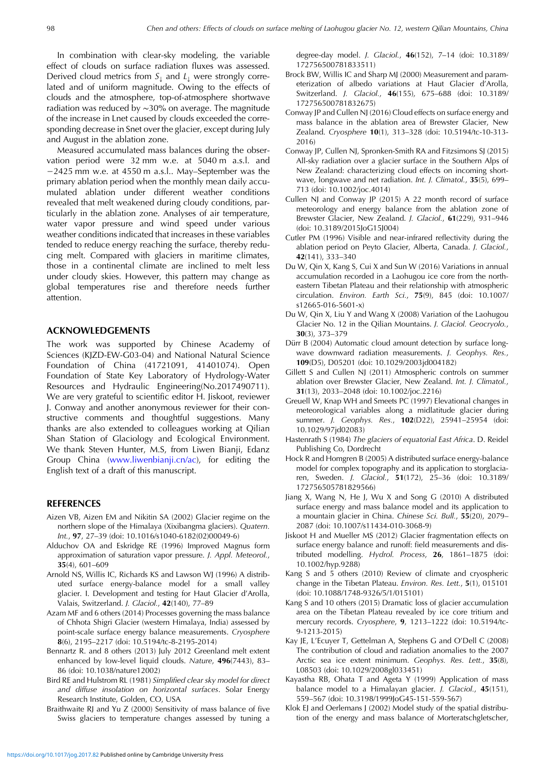In combination with clear-sky modeling, the variable effect of clouds on surface radiation fluxes was assessed. Derived cloud metrics from $S_{\downarrow}$ and $L_{\downarrow}$ were strongly correlated and of uniform magnitude. Owing to the effects of clouds and the atmosphere, top-of-atmosphere shortwave radiation was reduced by ∼30% on average. The magnitude of the increase in Lnet caused by clouds exceeded the corresponding decrease in Snet over the glacier, except during July and August in the ablation zone.

Measured accumulated mass balances during the observation period were 32 mm w.e. at 5040 m a.s.l. and −2425 mm w.e. at 4550 m a.s.l.. May–September was the primary ablation period when the monthly mean daily accumulated ablation under different weather conditions revealed that melt weakened during cloudy conditions, particularly in the ablation zone. Analyses of air temperature, water vapor pressure and wind speed under various weather conditions indicated that increases in these variables tended to reduce energy reaching the surface, thereby reducing melt. Compared with glaciers in maritime climates, those in a continental climate are inclined to melt less under cloudy skies. However, this pattern may change as global temperatures rise and therefore needs further attention.

## ACKNOWLEDGEMENTS

The work was supported by Chinese Academy of Sciences (KJZD-EW-G03-04) and National Natural Science Foundation of China (41721091, 41401074). Open Foundation of State Key Laboratory of Hydrology-Water Resources and Hydraulic Engineering(No.2017490711). We are very grateful to scientific editor H. Jiskoot, reviewer J. Conway and another anonymous reviewer for their constructive comments and thoughtful suggestions. Many thanks are also extended to colleagues working at Qilian Shan Station of Glaciology and Ecological Environment. We thank Steven Hunter, M.S, from Liwen Bianji, Edanz Group China (www.liwenbianji.cn/ac), for editing the English text of a draft of this manuscript.

## REFERENCES

Aizen VB, Aizen EM and Nikitin SA (2002) Glacier regime on the northern slope of the Himalaya (Xixibangma glaciers). *Quatern. Int.*, **97**, 27–39 (doi: 10.1016/s1040-6182(02)00049-6)

Alduchov OA and Eskridge RE (1996) Improved Magnus form approximation of saturation vapor pressure. *J. Appl. Meteorol.*, **35**(4), 601–609

Arnold NS, Willis IC, Richards KS and Lawson WJ (1996) A distributed surface energy-balance model for a small valley glacier. I. Development and testing for Haut Glacier d'Arolla, Valais, Switzerland. *J. Glaciol.*, **42**(140), 77–89

Azam MF and 6 others (2014) Processes governing the mass balance of Chhota Shigri Glacier (western Himalaya, India) assessed by point-scale surface energy balance measurements. *Cryosphere* **8**(6), 2195–2217 (doi: 10.5194/tc-8-2195-2014)

Bennartz R. and 8 others (2013) July 2012 Greenland melt extent enhanced by low-level liquid clouds. *Nature*, **496**(7443), 83–86 (doi: 10.1038/nature12002)

Bird RE and Hulstrom RL (1981) *Simplified clear sky model for direct and diffuse insolation on horizontal surfaces*. Solar Energy Research Institute, Golden, CO, USA

Braithwaite RJ and Yu Z (2000) Sensitivity of mass balance of five Swiss glaciers to temperature changes assessed by tuning a degree-day model. *J. Glaciol.*, **46**(152), 7–14 (doi: 10.3189/172756500781833511)

Brock BW, Willis IC and Sharp MJ (2000) Measurement and parameterization of albedo variations at Haut Glacier d'Arolla, Switzerland. *J. Glaciol.*, **46**(155), 675–688 (doi: 10.3189/172756500781832675)

Conway JP and Cullen NJ (2016) Cloud effects on surface energy and mass balance in the ablation area of Brewster Glacier, New Zealand. *Cryosphere* **10**(1), 313–328 (doi: 10.5194/tc-10-313-2016)

Conway JP, Cullen NJ, Spronken-Smith RA and Fitzsimons SJ (2015) All-sky radiation over a glacier surface in the Southern Alps of New Zealand: characterizing cloud effects on incoming shortwave, longwave and net radiation. *Int. J. Climatol.*, **35**(5), 699–713 (doi: 10.1002/joc.4014)

Cullen NJ and Conway JP (2015) A 22 month record of surface meteorology and energy balance from the ablation zone of Brewster Glacier, New Zealand. *J. Glaciol.*, **61**(229), 931–946 (doi: 10.3189/2015JoG15J004)

Cutler PM (1996) Visible and near-infrared reflectivity during the ablation period on Peyto Glacier, Alberta, Canada. *J. Glaciol.*, **42**(141), 333–340

Du W, Qin X, Kang S, Cui X and Sun W (2016) Variations in annual accumulation recorded in a Laohugou ice core from the northeastern Tibetan Plateau and their relationship with atmospheric circulation. *Environ. Earth Sci.*, **75**(9), 845 (doi: 10.1007/s12665-016-5601-x)

Du W, Qin X, Liu Y and Wang X (2008) Variation of the Laohugou Glacier No. 12 in the Qilian Mountains. *J. Glaciol. Geocryolo.*, **30**(3), 373–379

Dürr B (2004) Automatic cloud amount detection by surface longwave downward radiation measurements. *J. Geophys. Res.*, **109**(D5), D05201 (doi: 10.1029/2003jd004182)

Gillett S and Cullen NJ (2011) Atmospheric controls on summer ablation over Brewster Glacier, New Zealand. *Int. J. Climatol.*, **31**(13), 2033–2048 (doi: 10.1002/joc.2216)

Greuell W, Knap WH and Smeets PC (1997) Elevational changes in meteorological variables along a midlatitude glacier during summer. *J. Geophys. Res.*, **102**(D22), 25941–25954 (doi: 10.1029/97jd02083)

Hastenrath S (1984) *The glaciers of equatorial East Africa*. D. Reidel Publishing Co, Dordrecht

Hock R and Homgren B (2005) A distributed surface energy-balance model for complex topography and its application to storglaciaren, Sweden. *J. Glaciol.*, **51**(172), 25–36 (doi: 10.3189/172756505781829566)

Jiang X, Wang N, He J, Wu X and Song G (2010) A distributed surface energy and mass balance model and its application to a mountain glacier in China. *Chinese Sci. Bull.*, **55**(20), 2079–2087 (doi: 10.1007/s11434-010-3068-9)

Jiskoot H and Mueller MS (2012) Glacier fragmentation effects on surface energy balance and runoff: field measurements and distributed modelling. *Hydrol. Process*, **26**, 1861–1875 (doi: 10.1002/hyp.9288)

Kang S and 5 others (2010) Review of climate and cryospheric change in the Tibetan Plateau. *Environ. Res. Lett.*, **5**(1), 015101 (doi: 10.1088/1748-9326/5/1/015101)

Kang S and 10 others (2015) Dramatic loss of glacier accumulation area on the Tibetan Plateau revealed by ice core tritium and mercury records. *Cryosphere*, **9**, 1213–1222 (doi: 10.5194/tc-9-1213-2015)

Kay JE, L'Ecuyer T, Gettelman A, Stephens G and O'Dell C (2008) The contribution of cloud and radiation anomalies to the 2007 Arctic sea ice extent minimum. *Geophys. Res. Lett.*, **35**(8), L08503 (doi: 10.1029/2008gl033451)

Kayastha RB, Ohata T and Ageta Y (1999) Application of mass balance model to a Himalayan glacier. *J. Glaciol.*, **45**(151), 559–567 (doi: 10.3198/1999JoG45-151-559-567)

Klok EJ and Oerlemans J (2002) Model study of the spatial distribution of the energy and mass balance of Morteratschgletscher,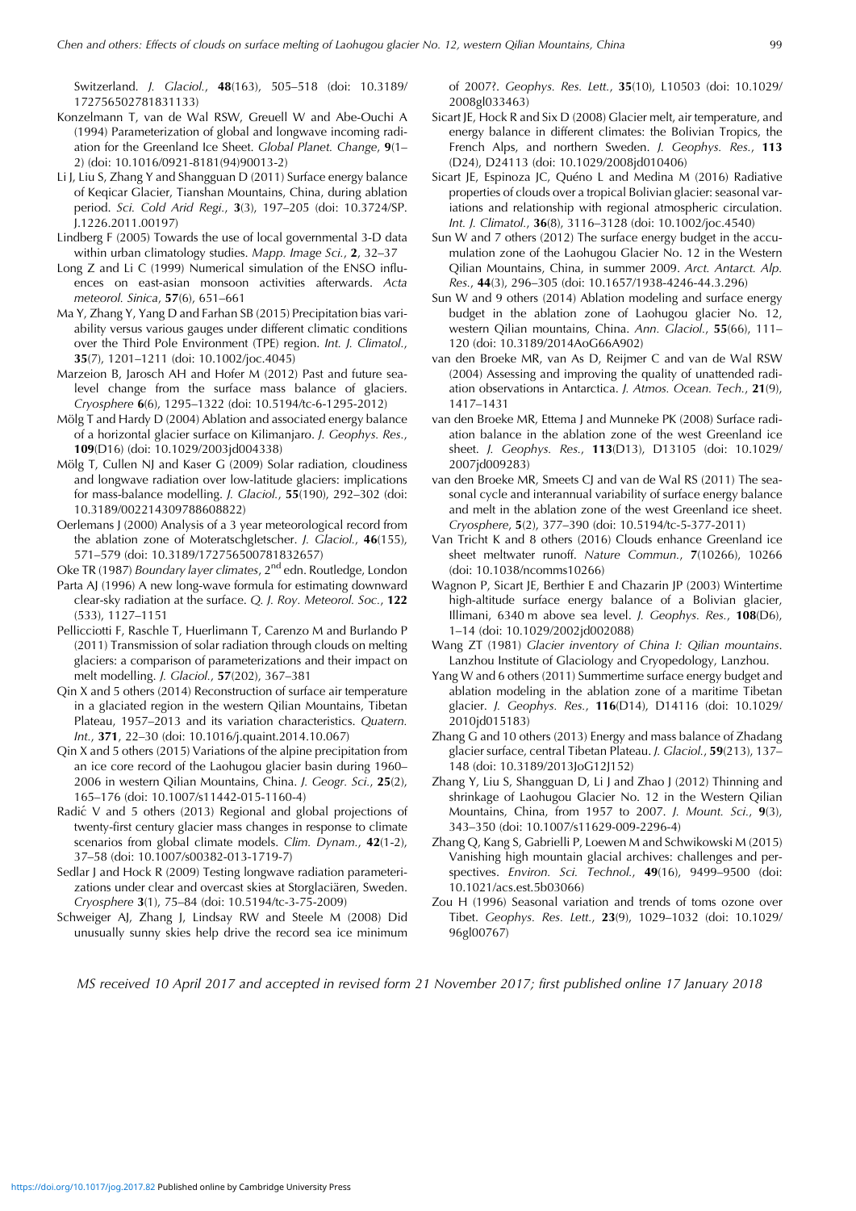Switzerland. *J. Glaciol.*, **48**(163), 505–518 (doi: 10.3189/172756502781831133)

Konzelmann T, van de Wal RSW, Greuell W and Abe-Ouchi A (1994) Parameterization of global and longwave incoming radiation for the Greenland Ice Sheet. *Global Planet. Change*, **9**(1–2) (doi: 10.1016/0921-8181(94)90013-2)

Li J, Liu S, Zhang Y and Shangguan D (2011) Surface energy balance of Keqicar Glacier, Tianshan Mountains, China, during ablation period. *Sci. Cold Arid Regi.*, **3**(3), 197–205 (doi: 10.3724/SP.J.1226.2011.00197)

Lindberg F (2005) Towards the use of local governmental 3-D data within urban climatology studies. *Mapp. Image Sci.*, **2**, 32–37

Long Z and Li C (1999) Numerical simulation of the ENSO influences on east-asian monsoon activities afterwards. *Acta meteorol. Sinica*, **57**(6), 651–661

Ma Y, Zhang Y, Yang D and Farhan SB (2015) Precipitation bias variability versus various gauges under different climatic conditions over the Third Pole Environment (TPE) region. *Int. J. Climatol.*, **35**(7), 1201–1211 (doi: 10.1002/joc.4045)

Marzeion B, Jarosch AH and Hofer M (2012) Past and future sea-level change from the surface mass balance of glaciers. *Cryosphere* **6**(6), 1295–1322 (doi: 10.5194/tc-6-1295-2012)

Mölg T and Hardy D (2004) Ablation and associated energy balance of a horizontal glacier surface on Kilimanjaro. *J. Geophys. Res.*, **109**(D16) (doi: 10.1029/2003jd004338)

Mölg T, Cullen NJ and Kaser G (2009) Solar radiation, cloudiness and longwave radiation over low-latitude glaciers: implications for mass-balance modelling. *J. Glaciol.*, **55**(190), 292–302 (doi: 10.3189/002214309788608822)

Oerlemans J (2000) Analysis of a 3 year meteorological record from the ablation zone of Moteratschgletscher. *J. Glaciol.*, **46**(155), 571–579 (doi: 10.3189/172756500781832657)

Oke TR (1987) *Boundary layer climates*, 2nd edn. Routledge, London

Parta AJ (1996) A new long-wave formula for estimating downward clear-sky radiation at the surface. *Q. J. Roy. Meteorol. Soc.*, **122** (533), 1127–1151

Pellicciotti F, Raschle T, Huerlimann T, Carenzo M and Burlando P (2011) Transmission of solar radiation through clouds on melting glaciers: a comparison of parameterizations and their impact on melt modelling. *J. Glaciol.*, **57**(202), 367–381

Qin X and 5 others (2014) Reconstruction of surface air temperature in a glaciated region in the western Qilian Mountains, Tibetan Plateau, 1957–2013 and its variation characteristics. *Quatern. Int.*, **371**, 22–30 (doi: 10.1016/j.quaint.2014.10.067)

Qin X and 5 others (2015) Variations of the alpine precipitation from an ice core record of the Laohugou glacier basin during 1960–2006 in western Qilian Mountains, China. *J. Geogr. Sci.*, **25**(2), 165–176 (doi: 10.1007/s11442-015-1160-4)

Radić V and 5 others (2013) Regional and global projections of twenty-first century glacier mass changes in response to climate scenarios from global climate models. *Clim. Dynam.*, **42**(1-2), 37–58 (doi: 10.1007/s00382-013-1719-7)

Sedlar J and Hock R (2009) Testing longwave radiation parameterizations under clear and overcast skies at Storglaciären, Sweden. *Cryosphere* **3**(1), 75–84 (doi: 10.5194/tc-3-75-2009)

Schweiger AJ, Zhang J, Lindsay RW and Steele M (2008) Did unusually sunny skies help drive the record sea ice minimum of 2007?. *Geophys. Res. Lett.*, **35**(10), L10503 (doi: 10.1029/2008gl033463)

Sicart JE, Hock R and Six D (2008) Glacier melt, air temperature, and energy balance in different climates: the Bolivian Tropics, the French Alps, and northern Sweden. *J. Geophys. Res.*, **113** (D24), D24113 (doi: 10.1029/2008jd010406)

Sicart JE, Espinoza JC, Quéno L and Medina M (2016) Radiative properties of clouds over a tropical Bolivian glacier: seasonal variations and relationship with regional atmospheric circulation. *Int. J. Climatol.*, **36**(8), 3116–3128 (doi: 10.1002/joc.4540)

Sun W and 7 others (2012) The surface energy budget in the accumulation zone of the Laohugou Glacier No. 12 in the Western Qilian Mountains, China, in summer 2009. *Arct. Antarct. Alp. Res.*, **44**(3), 296–305 (doi: 10.1657/1938-4246-44.3.296)

Sun W and 9 others (2014) Ablation modeling and surface energy budget in the ablation zone of Laohugou glacier No. 12, western Qilian mountains, China. *Ann. Glaciol.*, **55**(66), 111–120 (doi: 10.3189/2014AoG66A902)

van den Broeke MR, van As D, Reijmer C and van de Wal RSW (2004) Assessing and improving the quality of unattended radiation observations in Antarctica. *J. Atmos. Ocean. Tech.*, **21**(9), 1417–1431

van den Broeke MR, Ettema J and Munneke PK (2008) Surface radiation balance in the ablation zone of the west Greenland ice sheet. *J. Geophys. Res.*, **113**(D13), D13105 (doi: 10.1029/2007jd009283)

van den Broeke MR, Smeets CJ and van de Wal RS (2011) The seasonal cycle and interannual variability of surface energy balance and melt in the ablation zone of the west Greenland ice sheet. *Cryosphere*, **5**(2), 377–390 (doi: 10.5194/tc-5-377-2011)

Van Tricht K and 8 others (2016) Clouds enhance Greenland ice sheet meltwater runoff. *Nature Commun.*, **7**(10266), 10266 (doi: 10.1038/ncomms10266)

Wagnon P, Sicart JE, Berthier E and Chazarin JP (2003) Wintertime high-altitude surface energy balance of a Bolivian glacier, Illimani, 6340 m above sea level. *J. Geophys. Res.*, **108**(D6), 1–14 (doi: 10.1029/2002jd002088)

Wang ZT (1981) *Glacier inventory of China I: Qilian mountains*. Lanzhou Institute of Glaciology and Cryopedology, Lanzhou.

Yang W and 6 others (2011) Summertime surface energy budget and ablation modeling in the ablation zone of a maritime Tibetan glacier. *J. Geophys. Res.*, **116**(D14), D14116 (doi: 10.1029/2010jd015183)

Zhang G and 10 others (2013) Energy and mass balance of Zhadang glacier surface, central Tibetan Plateau. *J. Glaciol.*, **59**(213), 137–148 (doi: 10.3189/2013JoG12J152)

Zhang Y, Liu S, Shangguan D, Li J and Zhao J (2012) Thinning and shrinkage of Laohugou Glacier No. 12 in the Western Qilian Mountains, China, from 1957 to 2007. *J. Mount. Sci.*, **9**(3), 343–350 (doi: 10.1007/s11629-009-2296-4)

Zhang Q, Kang S, Gabrielli P, Loewen M and Schwikowski M (2015) Vanishing high mountain glacial archives: challenges and perspectives. *Environ. Sci. Technol.*, **49**(16), 9499–9500 (doi: 10.1021/acs.est.5b03066)

Zou H (1996) Seasonal variation and trends of toms ozone over Tibet. *Geophys. Res. Lett.*, **23**(9), 1029–1032 (doi: 10.1029/96gl00767)

*MS received 10 April 2017 and accepted in revised form 21 November 2017; first published online 17 January 2018*